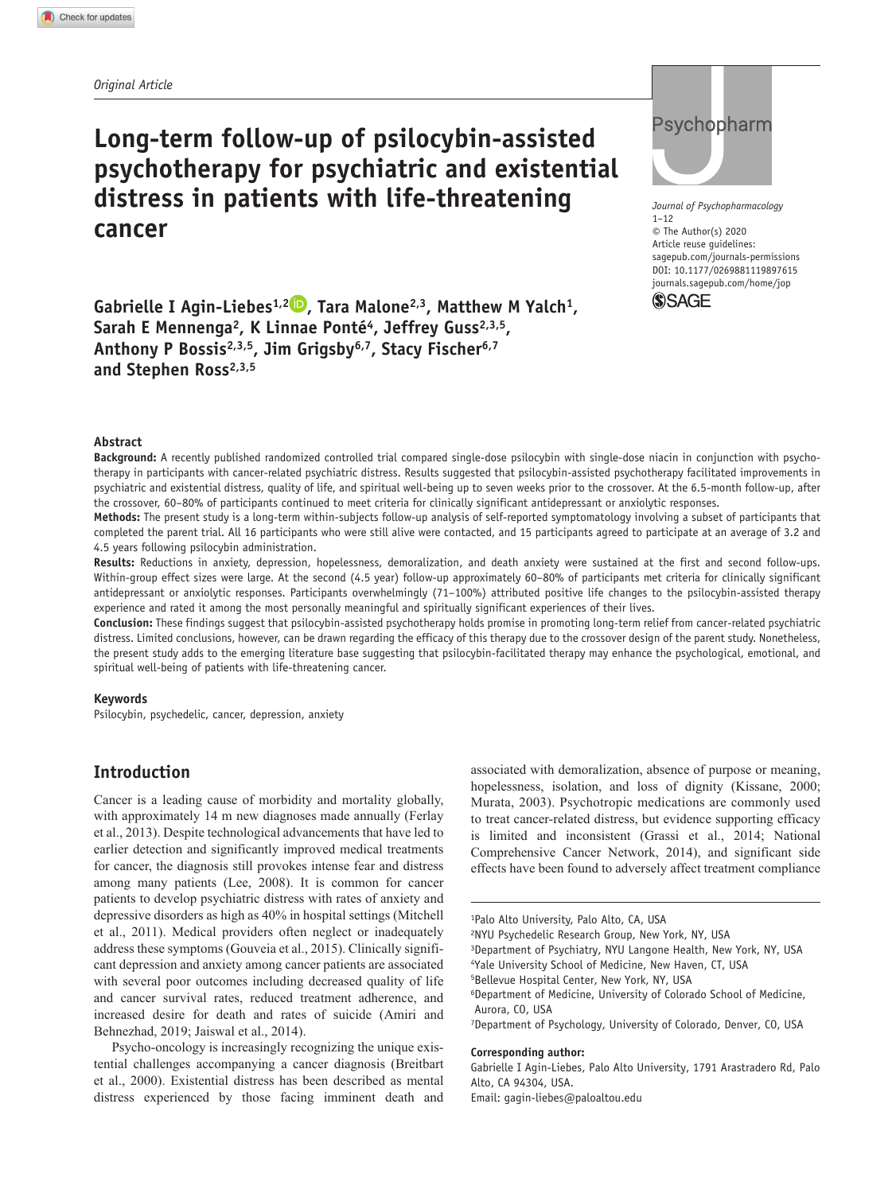*Original Article*

# Long-term follow-up of psilocybin-assisted psychotherapy for psychiatric and existential distress in patients with life-threatening cancer

Journal of Psychopharmacology
1–12
© The Author(s) 2020
Article reuse guidelines:
sagepub.com/journals-permissions
DOI: 10.1177/0269881119897615
journals.sagepub.com/home/jop

**Gabrielle I Agin-Liebes[1,2], Tara Malone[2,3], Matthew M Yalch[1], Sarah E Mennenga[2], K Linnae Ponté[4], Jeffrey Guss[2,3,5], Anthony P Bossis[2,3,5], Jim Grigsby[6,7], Stacy Fischer[6,7] and Stephen Ross[2,3,5]**

### Abstract

**Background:** A recently published randomized controlled trial compared single-dose psilocybin with single-dose niacin in conjunction with psychotherapy in participants with cancer-related psychiatric distress. Results suggested that psilocybin-assisted psychotherapy facilitated improvements in psychiatric and existential distress, quality of life, and spiritual well-being up to seven weeks prior to the crossover. At the 6.5-month follow-up, after the crossover, 60–80% of participants continued to meet criteria for clinically significant antidepressant or anxiolytic responses.

**Methods:** The present study is a long-term within-subjects follow-up analysis of self-reported symptomatology involving a subset of participants that completed the parent trial. All 16 participants who were still alive were contacted, and 15 participants agreed to participate at an average of 3.2 and 4.5 years following psilocybin administration.

**Results:** Reductions in anxiety, depression, hopelessness, demoralization, and death anxiety were sustained at the first and second follow-ups. Within-group effect sizes were large. At the second (4.5 year) follow-up approximately 60–80% of participants met criteria for clinically significant antidepressant or anxiolytic responses. Participants overwhelmingly (71–100%) attributed positive life changes to the psilocybin-assisted therapy experience and rated it among the most personally meaningful and spiritually significant experiences of their lives.

**Conclusion:** These findings suggest that psilocybin-assisted psychotherapy holds promise in promoting long-term relief from cancer-related psychiatric distress. Limited conclusions, however, can be drawn regarding the efficacy of this therapy due to the crossover design of the parent study. Nonetheless, the present study adds to the emerging literature base suggesting that psilocybin-facilitated therapy may enhance the psychological, emotional, and spiritual well-being of patients with life-threatening cancer.

### Keywords

Psilocybin, psychedelic, cancer, depression, anxiety

## Introduction

Cancer is a leading cause of morbidity and mortality globally, with approximately 14 m new diagnoses made annually (Ferlay et al., 2013). Despite technological advancements that have led to earlier detection and significantly improved medical treatments for cancer, the diagnosis still provokes intense fear and distress among many patients (Lee, 2008). It is common for cancer patients to develop psychiatric distress with rates of anxiety and depressive disorders as high as 40% in hospital settings (Mitchell et al., 2011). Medical providers often neglect or inadequately address these symptoms (Gouveia et al., 2015). Clinically significant depression and anxiety among cancer patients are associated with several poor outcomes including decreased quality of life and cancer survival rates, reduced treatment adherence, and increased desire for death and rates of suicide (Amiri and Behnezhad, 2019; Jaiswal et al., 2014).

Psycho-oncology is increasingly recognizing the unique existential challenges accompanying a cancer diagnosis (Breitbart et al., 2000). Existential distress has been described as mental distress experienced by those facing imminent death and associated with demoralization, absence of purpose or meaning, hopelessness, isolation, and loss of dignity (Kissane, 2000; Murata, 2003). Psychotropic medications are commonly used to treat cancer-related distress, but evidence supporting efficacy is limited and inconsistent (Grassi et al., 2014; National Comprehensive Cancer Network, 2014), and significant side effects have been found to adversely affect treatment compliance

[1]Palo Alto University, Palo Alto, CA, USA
[2]NYU Psychedelic Research Group, New York, NY, USA
[3]Department of Psychiatry, NYU Langone Health, New York, NY, USA
[4]Yale University School of Medicine, New Haven, CT, USA
[5]Bellevue Hospital Center, New York, NY, USA
[6]Department of Medicine, University of Colorado School of Medicine, Aurora, CO, USA
[7]Department of Psychology, University of Colorado, Denver, CO, USA

**Corresponding author:**
Gabrielle I Agin-Liebes, Palo Alto University, 1791 Arastradero Rd, Palo Alto, CA 94304, USA.
Email: gagin-liebes@paloaltou.edu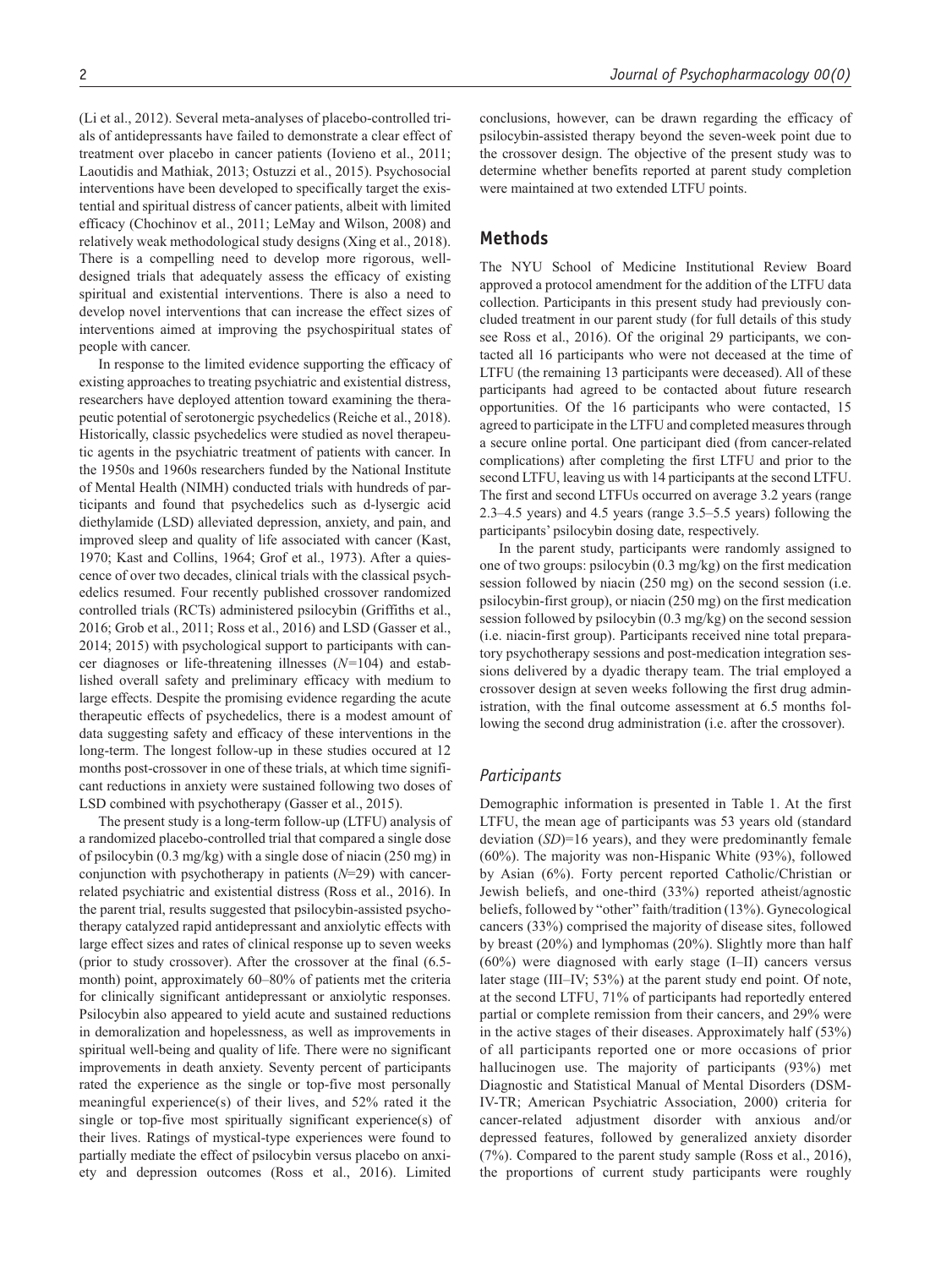(Li et al., 2012). Several meta-analyses of placebo-controlled trials of antidepressants have failed to demonstrate a clear effect of treatment over placebo in cancer patients (Iovieno et al., 2011; Laoutidis and Mathiak, 2013; Ostuzzi et al., 2015). Psychosocial interventions have been developed to specifically target the existential and spiritual distress of cancer patients, albeit with limited efficacy (Chochinov et al., 2011; LeMay and Wilson, 2008) and relatively weak methodological study designs (Xing et al., 2018). There is a compelling need to develop more rigorous, well-designed trials that adequately assess the efficacy of existing spiritual and existential interventions. There is also a need to develop novel interventions that can increase the effect sizes of interventions aimed at improving the psychospiritual states of people with cancer.

In response to the limited evidence supporting the efficacy of existing approaches to treating psychiatric and existential distress, researchers have deployed attention toward examining the therapeutic potential of serotonergic psychedelics (Reiche et al., 2018). Historically, classic psychedelics were studied as novel therapeutic agents in the psychiatric treatment of patients with cancer. In the 1950s and 1960s researchers funded by the National Institute of Mental Health (NIMH) conducted trials with hundreds of participants and found that psychedelics such as d-lysergic acid diethylamide (LSD) alleviated depression, anxiety, and pain, and improved sleep and quality of life associated with cancer (Kast, 1970; Kast and Collins, 1964; Grof et al., 1973). After a quiescence of over two decades, clinical trials with the classical psychedelics resumed. Four recently published crossover randomized controlled trials (RCTs) administered psilocybin (Griffiths et al., 2016; Grob et al., 2011; Ross et al., 2016) and LSD (Gasser et al., 2014; 2015) with psychological support to participants with cancer diagnoses or life-threatening illnesses ($N$=104) and established overall safety and preliminary efficacy with medium to large effects. Despite the promising evidence regarding the acute therapeutic effects of psychedelics, there is a modest amount of data suggesting safety and efficacy of these interventions in the long-term. The longest follow-up in these studies occured at 12 months post-crossover in one of these trials, at which time significant reductions in anxiety were sustained following two doses of LSD combined with psychotherapy (Gasser et al., 2015).

The present study is a long-term follow-up (LTFU) analysis of a randomized placebo-controlled trial that compared a single dose of psilocybin (0.3 mg/kg) with a single dose of niacin (250 mg) in conjunction with psychotherapy in patients ($N$=29) with cancer-related psychiatric and existential distress (Ross et al., 2016). In the parent trial, results suggested that psilocybin-assisted psychotherapy catalyzed rapid antidepressant and anxiolytic effects with large effect sizes and rates of clinical response up to seven weeks (prior to study crossover). After the crossover at the final (6.5-month) point, approximately 60–80% of patients met the criteria for clinically significant antidepressant or anxiolytic responses. Psilocybin also appeared to yield acute and sustained reductions in demoralization and hopelessness, as well as improvements in spiritual well-being and quality of life. There were no significant improvements in death anxiety. Seventy percent of participants rated the experience as the single or top-five most personally meaningful experience(s) of their lives, and 52% rated it the single or top-five most spiritually significant experience(s) of their lives. Ratings of mystical-type experiences were found to partially mediate the effect of psilocybin versus placebo on anxiety and depression outcomes (Ross et al., 2016). Limited conclusions, however, can be drawn regarding the efficacy of psilocybin-assisted therapy beyond the seven-week point due to the crossover design. The objective of the present study was to determine whether benefits reported at parent study completion were maintained at two extended LTFU points.

## Methods

The NYU School of Medicine Institutional Review Board approved a protocol amendment for the addition of the LTFU data collection. Participants in this present study had previously concluded treatment in our parent study (for full details of this study see Ross et al., 2016). Of the original 29 participants, we contacted all 16 participants who were not deceased at the time of LTFU (the remaining 13 participants were deceased). All of these participants had agreed to be contacted about future research opportunities. Of the 16 participants who were contacted, 15 agreed to participate in the LTFU and completed measures through a secure online portal. One participant died (from cancer-related complications) after completing the first LTFU and prior to the second LTFU, leaving us with 14 participants at the second LTFU. The first and second LTFUs occurred on average 3.2 years (range 2.3–4.5 years) and 4.5 years (range 3.5–5.5 years) following the participants' psilocybin dosing date, respectively.

In the parent study, participants were randomly assigned to one of two groups: psilocybin (0.3 mg/kg) on the first medication session followed by niacin (250 mg) on the second session (i.e. psilocybin-first group), or niacin (250 mg) on the first medication session followed by psilocybin (0.3 mg/kg) on the second session (i.e. niacin-first group). Participants received nine total preparatory psychotherapy sessions and post-medication integration sessions delivered by a dyadic therapy team. The trial employed a crossover design at seven weeks following the first drug administration, with the final outcome assessment at 6.5 months following the second drug administration (i.e. after the crossover).

### Participants

Demographic information is presented in Table 1. At the first LTFU, the mean age of participants was 53 years old (standard deviation ($SD$)=16 years), and they were predominantly female (60%). The majority was non-Hispanic White (93%), followed by Asian (6%). Forty percent reported Catholic/Christian or Jewish beliefs, and one-third (33%) reported atheist/agnostic beliefs, followed by "other" faith/tradition (13%). Gynecological cancers (33%) comprised the majority of disease sites, followed by breast (20%) and lymphomas (20%). Slightly more than half (60%) were diagnosed with early stage (I–II) cancers versus later stage (III–IV; 53%) at the parent study end point. Of note, at the second LTFU, 71% of participants had reportedly entered partial or complete remission from their cancers, and 29% were in the active stages of their diseases. Approximately half (53%) of all participants reported one or more occasions of prior hallucinogen use. The majority of participants (93%) met Diagnostic and Statistical Manual of Mental Disorders (DSM-IV-TR; American Psychiatric Association, 2000) criteria for cancer-related adjustment disorder with anxious and/or depressed features, followed by generalized anxiety disorder (7%). Compared to the parent study sample (Ross et al., 2016), the proportions of current study participants were roughly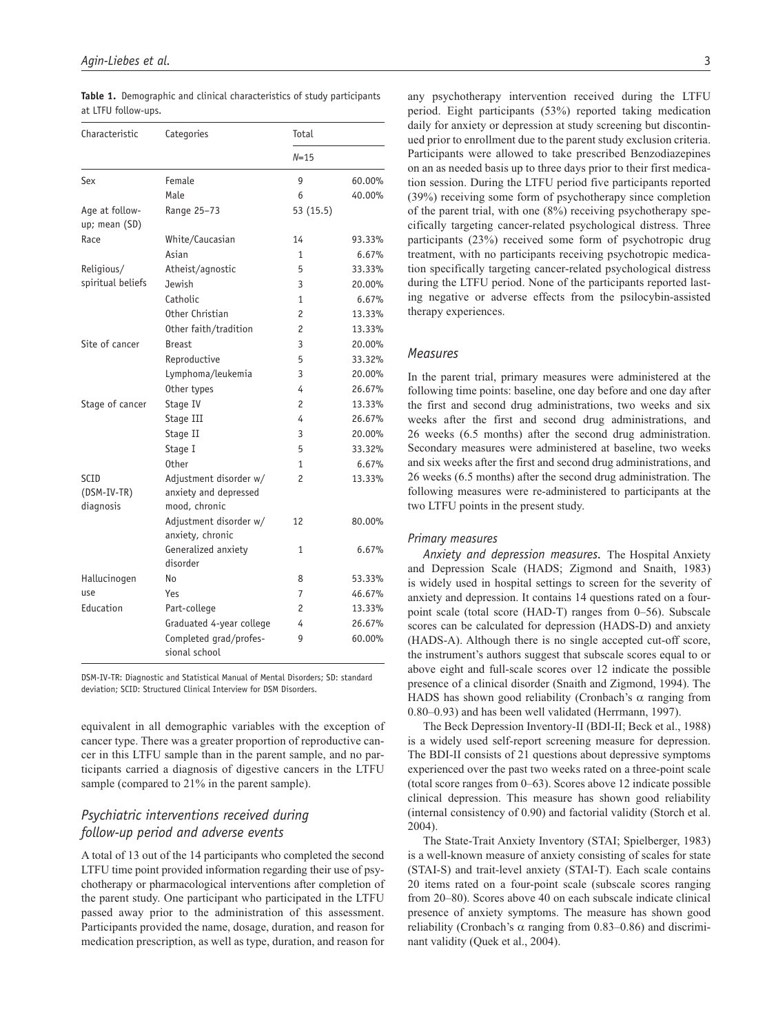**Table 1.** Demographic and clinical characteristics of study participants at LTFU follow-ups.

| Characteristic | Categories | Total | |
|---|---|---|---|
| | | *N*=15 | |
| Sex | Female | 9 | 60.00% |
| | Male | 6 | 40.00% |
| Age at follow-up; mean (SD) | Range 25–73 | 53 (15.5) | |
| Race | White/Caucasian | 14 | 93.33% |
| | Asian | 1 | 6.67% |
| Religious/spiritual beliefs | Atheist/agnostic | 5 | 33.33% |
| | Jewish | 3 | 20.00% |
| | Catholic | 1 | 6.67% |
| | Other Christian | 2 | 13.33% |
| | Other faith/tradition | 2 | 13.33% |
| Site of cancer | Breast | 3 | 20.00% |
| | Reproductive | 5 | 33.32% |
| | Lymphoma/leukemia | 3 | 20.00% |
| | Other types | 4 | 26.67% |
| Stage of cancer | Stage IV | 2 | 13.33% |
| | Stage III | 4 | 26.67% |
| | Stage II | 3 | 20.00% |
| | Stage I | 5 | 33.32% |
| | Other | 1 | 6.67% |
| SCID (DSM-IV-TR) diagnosis | Adjustment disorder w/ anxiety and depressed mood, chronic | 2 | 13.33% |
| | Adjustment disorder w/ anxiety, chronic | 12 | 80.00% |
| | Generalized anxiety disorder | 1 | 6.67% |
| Hallucinogen use | No | 8 | 53.33% |
| | Yes | 7 | 46.67% |
| Education | Part-college | 2 | 13.33% |
| | Graduated 4-year college | 4 | 26.67% |
| | Completed grad/professional school | 9 | 60.00% |

DSM-IV-TR: Diagnostic and Statistical Manual of Mental Disorders; SD: standard deviation; SCID: Structured Clinical Interview for DSM Disorders.

equivalent in all demographic variables with the exception of cancer type. There was a greater proportion of reproductive cancer in this LTFU sample than in the parent sample, and no participants carried a diagnosis of digestive cancers in the LTFU sample (compared to 21% in the parent sample).

## *Psychiatric interventions received during follow-up period and adverse events*

A total of 13 out of the 14 participants who completed the second LTFU time point provided information regarding their use of psychotherapy or pharmacological interventions after completion of the parent study. One participant who participated in the LTFU passed away prior to the administration of this assessment. Participants provided the name, dosage, duration, and reason for medication prescription, as well as type, duration, and reason for any psychotherapy intervention received during the LTFU period. Eight participants (53%) reported taking medication daily for anxiety or depression at study screening but discontinued prior to enrollment due to the parent study exclusion criteria. Participants were allowed to take prescribed Benzodiazepines on an as needed basis up to three days prior to their first medication session. During the LTFU period five participants reported (39%) receiving some form of psychotherapy since completion of the parent trial, with one (8%) receiving psychotherapy specifically targeting cancer-related psychological distress. Three participants (23%) received some form of psychotropic drug treatment, with no participants receiving psychotropic medication specifically targeting cancer-related psychological distress during the LTFU period. None of the participants reported lasting negative or adverse effects from the psilocybin-assisted therapy experiences.

## *Measures*

In the parent trial, primary measures were administered at the following time points: baseline, one day before and one day after the first and second drug administrations, two weeks and six weeks after the first and second drug administrations, and 26 weeks (6.5 months) after the second drug administration. Secondary measures were administered at baseline, two weeks and six weeks after the first and second drug administrations, and 26 weeks (6.5 months) after the second drug administration. The following measures were re-administered to participants at the two LTFU points in the present study.

### *Primary measures*

*Anxiety and depression measures.* The Hospital Anxiety and Depression Scale (HADS; Zigmond and Snaith, 1983) is widely used in hospital settings to screen for the severity of anxiety and depression. It contains 14 questions rated on a four-point scale (total score (HAD-T) ranges from 0–56). Subscale scores can be calculated for depression (HADS-D) and anxiety (HADS-A). Although there is no single accepted cut-off score, the instrument's authors suggest that subscale scores equal to or above eight and full-scale scores over 12 indicate the possible presence of a clinical disorder (Snaith and Zigmond, 1994). The HADS has shown good reliability (Cronbach's $\alpha$ ranging from 0.80–0.93) and has been well validated (Herrmann, 1997).

The Beck Depression Inventory-II (BDI-II; Beck et al., 1988) is a widely used self-report screening measure for depression. The BDI-II consists of 21 questions about depressive symptoms experienced over the past two weeks rated on a three-point scale (total score ranges from 0–63). Scores above 12 indicate possible clinical depression. This measure has shown good reliability (internal consistency of 0.90) and factorial validity (Storch et al. 2004).

The State-Trait Anxiety Inventory (STAI; Spielberger, 1983) is a well-known measure of anxiety consisting of scales for state (STAI-S) and trait-level anxiety (STAI-T). Each scale contains 20 items rated on a four-point scale (subscale scores ranging from 20–80). Scores above 40 on each subscale indicate clinical presence of anxiety symptoms. The measure has shown good reliability (Cronbach's $\alpha$ ranging from 0.83–0.86) and discriminant validity (Quek et al., 2004).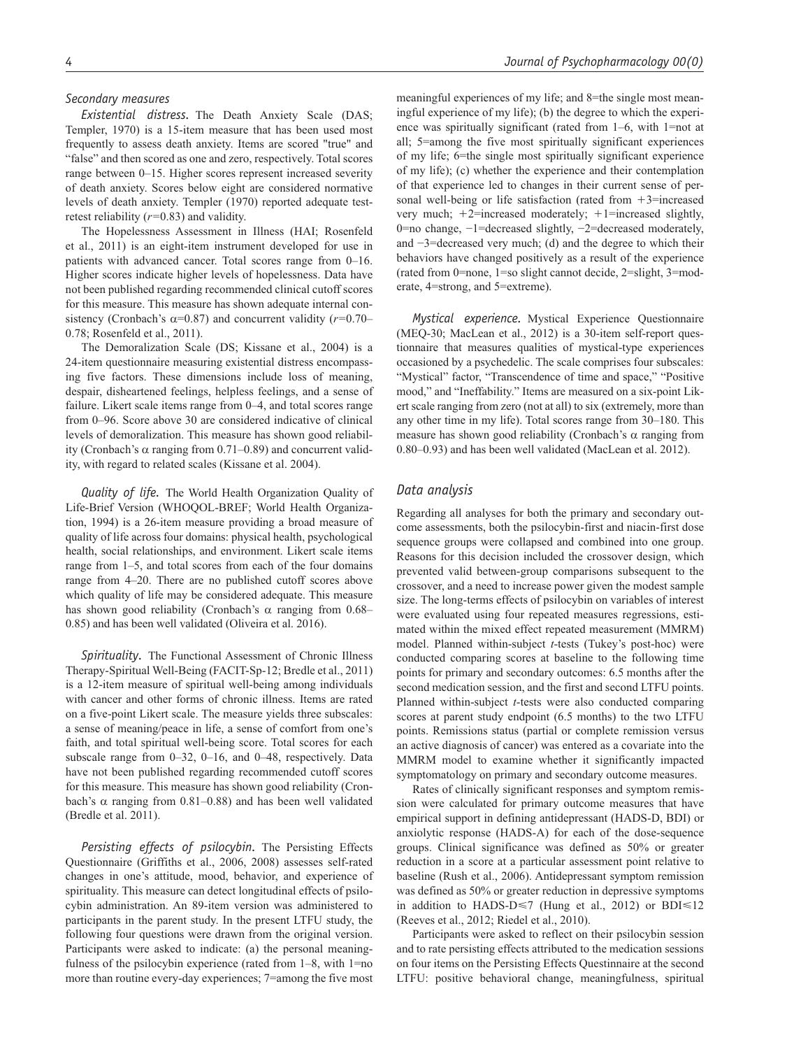### *Secondary measures*

*Existential distress.* The Death Anxiety Scale (DAS; Templer, 1970) is a 15-item measure that has been used most frequently to assess death anxiety. Items are scored "true" and "false" and then scored as one and zero, respectively. Total scores range between 0–15. Higher scores represent increased severity of death anxiety. Scores below eight are considered normative levels of death anxiety. Templer (1970) reported adequate test-retest reliability ($r$=0.83) and validity.

The Hopelessness Assessment in Illness (HAI; Rosenfeld et al., 2011) is an eight-item instrument developed for use in patients with advanced cancer. Total scores range from 0–16. Higher scores indicate higher levels of hopelessness. Data have not been published regarding recommended clinical cutoff scores for this measure. This measure has shown adequate internal consistency (Cronbach's $\alpha$=0.87) and concurrent validity ($r$=0.70–0.78; Rosenfeld et al., 2011).

The Demoralization Scale (DS; Kissane et al., 2004) is a 24-item questionnaire measuring existential distress encompassing five factors. These dimensions include loss of meaning, despair, disheartened feelings, helpless feelings, and a sense of failure. Likert scale items range from 0–4, and total scores range from 0–96. Score above 30 are considered indicative of clinical levels of demoralization. This measure has shown good reliability (Cronbach's $\alpha$ ranging from 0.71–0.89) and concurrent validity, with regard to related scales (Kissane et al. 2004).

*Quality of life.* The World Health Organization Quality of Life-Brief Version (WHOQOL-BREF; World Health Organization, 1994) is a 26-item measure providing a broad measure of quality of life across four domains: physical health, psychological health, social relationships, and environment. Likert scale items range from 1–5, and total scores from each of the four domains range from 4–20. There are no published cutoff scores above which quality of life may be considered adequate. This measure has shown good reliability (Cronbach's $\alpha$ ranging from 0.68–0.85) and has been well validated (Oliveira et al. 2016).

*Spirituality.* The Functional Assessment of Chronic Illness Therapy-Spiritual Well-Being (FACIT-Sp-12; Bredle et al., 2011) is a 12-item measure of spiritual well-being among individuals with cancer and other forms of chronic illness. Items are rated on a five-point Likert scale. The measure yields three subscales: a sense of meaning/peace in life, a sense of comfort from one's faith, and total spiritual well-being score. Total scores for each subscale range from 0–32, 0–16, and 0–48, respectively. Data have not been published regarding recommended cutoff scores for this measure. This measure has shown good reliability (Cronbach's $\alpha$ ranging from 0.81–0.88) and has been well validated (Bredle et al. 2011).

*Persisting effects of psilocybin.* The Persisting Effects Questionnaire (Griffiths et al., 2006, 2008) assesses self-rated changes in one's attitude, mood, behavior, and experience of spirituality. This measure can detect longitudinal effects of psilocybin administration. An 89-item version was administered to participants in the parent study. In the present LTFU study, the following four questions were drawn from the original version. Participants were asked to indicate: (a) the personal meaningfulness of the psilocybin experience (rated from 1–8, with 1=no more than routine every-day experiences; 7=among the five most meaningful experiences of my life; and 8=the single most meaningful experience of my life); (b) the degree to which the experience was spiritually significant (rated from 1–6, with 1=not at all; 5=among the five most spiritually significant experiences of my life; 6=the single most spiritually significant experience of my life); (c) whether the experience and their contemplation of that experience led to changes in their current sense of personal well-being or life satisfaction (rated from +3=increased very much; +2=increased moderately; +1=increased slightly, 0=no change, −1=decreased slightly, −2=decreased moderately, and −3=decreased very much; (d) and the degree to which their behaviors have changed positively as a result of the experience (rated from 0=none, 1=so slight cannot decide, 2=slight, 3=moderate, 4=strong, and 5=extreme).

*Mystical experience.* Mystical Experience Questionnaire (MEQ-30; MacLean et al., 2012) is a 30-item self-report questionnaire that measures qualities of mystical-type experiences occasioned by a psychedelic. The scale comprises four subscales: "Mystical" factor, "Transcendence of time and space," "Positive mood," and "Ineffability." Items are measured on a six-point Likert scale ranging from zero (not at all) to six (extremely, more than any other time in my life). Total scores range from 30–180. This measure has shown good reliability (Cronbach's $\alpha$ ranging from 0.80–0.93) and has been well validated (MacLean et al. 2012).

## *Data analysis*

Regarding all analyses for both the primary and secondary outcome assessments, both the psilocybin-first and niacin-first dose sequence groups were collapsed and combined into one group. Reasons for this decision included the crossover design, which prevented valid between-group comparisons subsequent to the crossover, and a need to increase power given the modest sample size. The long-terms effects of psilocybin on variables of interest were evaluated using four repeated measures regressions, estimated within the mixed effect repeated measurement (MMRM) model. Planned within-subject $t$-tests (Tukey's post-hoc) were conducted comparing scores at baseline to the following time points for primary and secondary outcomes: 6.5 months after the second medication session, and the first and second LTFU points. Planned within-subject $t$-tests were also conducted comparing scores at parent study endpoint (6.5 months) to the two LTFU points. Remissions status (partial or complete remission versus an active diagnosis of cancer) was entered as a covariate into the MMRM model to examine whether it significantly impacted symptomatology on primary and secondary outcome measures.

Rates of clinically significant responses and symptom remission were calculated for primary outcome measures that have empirical support in defining antidepressant (HADS-D, BDI) or anxiolytic response (HADS-A) for each of the dose-sequence groups. Clinical significance was defined as 50% or greater reduction in a score at a particular assessment point relative to baseline (Rush et al., 2006). Antidepressant symptom remission was defined as 50% or greater reduction in depressive symptoms in addition to HADS-D$\leq$7 (Hung et al., 2012) or BDI$\leq$12 (Reeves et al., 2012; Riedel et al., 2010).

Participants were asked to reflect on their psilocybin session and to rate persisting effects attributed to the medication sessions on four items on the Persisting Effects Questinnaire at the second LTFU: positive behavioral change, meaningfulness, spiritual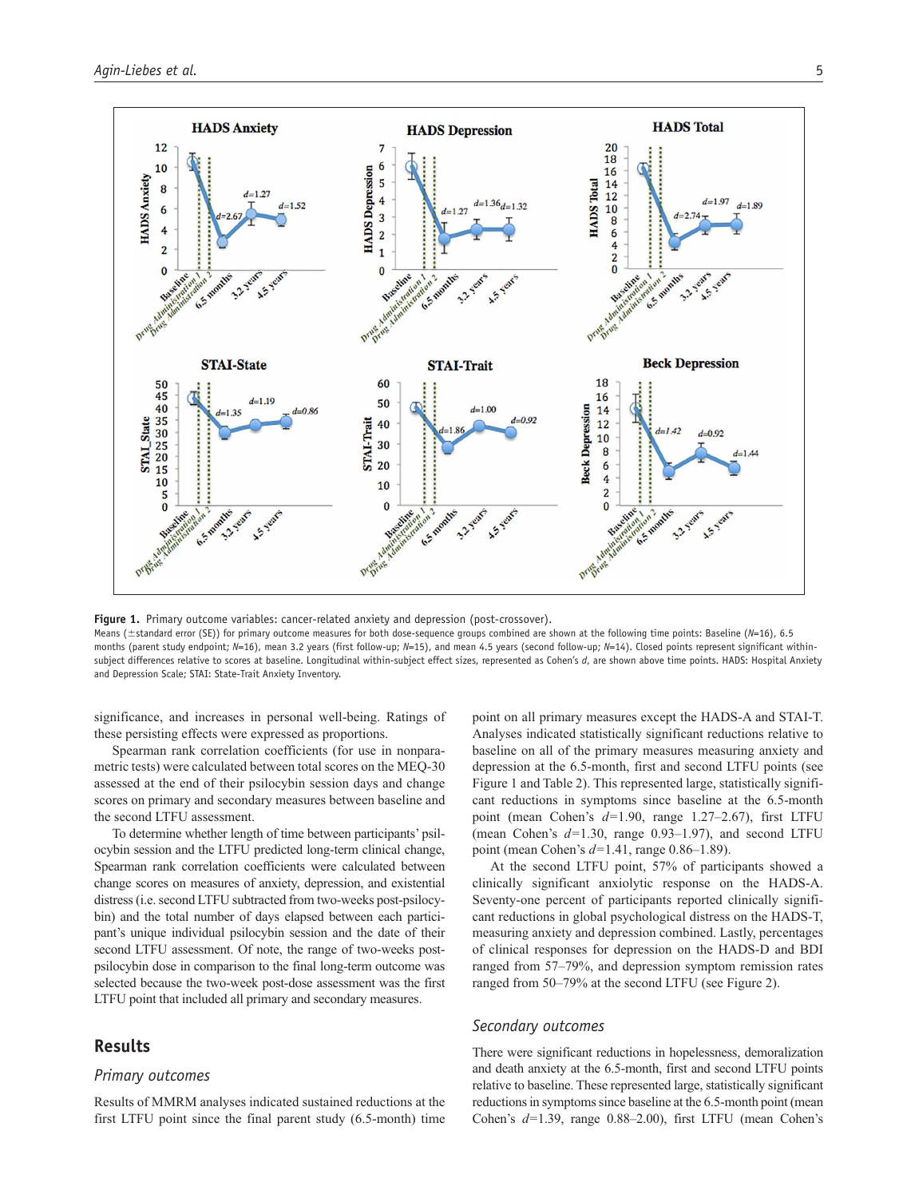HADS Anxiety

12, 10, 8, 6, 4, 2, 0

d=2.67, d=1.27, d=1.52

HADS Depression

7, 6, 5, 4, 3, 2, 1, 0

d=1.27, d=1.36, d=1.32

HADS Total

20, 18, 16, 14, 12, 10, 8, 6, 4, 2, 0

d=2.74, d=1.97, d=1.89

STAI-State

50, 45, 40, 35, 30, 25, 20, 15, 10, 5, 0

d=1.35, d=1.19, d=0.86

STAI-Trait

60, 50, 40, 30, 20, 10, 0

d=1.86, d=1.00, d=0.92

Beck Depression

18, 16, 14, 12, 10, 8, 6, 4, 2, 0

d=1.42, d=0.92, d=1.44

Baseline, Drug Administration 1, Drug Administration 2, 6.5 months, 3.2 years, 4.5 years

**Figure 1.** Primary outcome variables: cancer-related anxiety and depression (post-crossover).

Means (±standard error (SE)) for primary outcome measures for both dose-sequence groups combined are shown at the following time points: Baseline ($N$=16), 6.5 months (parent study endpoint; $N$=16), mean 3.2 years (first follow-up; $N$=15), and mean 4.5 years (second follow-up; $N$=14). Closed points represent significant within-subject differences relative to scores at baseline. Longitudinal within-subject effect sizes, represented as Cohen's $d$, are shown above time points. HADS: Hospital Anxiety and Depression Scale; STAI: State-Trait Anxiety Inventory.

significance, and increases in personal well-being. Ratings of these persisting effects were expressed as proportions.

Spearman rank correlation coefficients (for use in nonparametric tests) were calculated between total scores on the MEQ-30 assessed at the end of their psilocybin session days and change scores on primary and secondary measures between baseline and the second LTFU assessment.

To determine whether length of time between participants' psilocybin session and the LTFU predicted long-term clinical change, Spearman rank correlation coefficients were calculated between change scores on measures of anxiety, depression, and existential distress (i.e. second LTFU subtracted from two-weeks post-psilocybin) and the total number of days elapsed between each participant's unique individual psilocybin session and the date of their second LTFU assessment. Of note, the range of two-weeks post-psilocybin dose in comparison to the final long-term outcome was selected because the two-week post-dose assessment was the first LTFU point that included all primary and secondary measures.

## Results

### *Primary outcomes*

Results of MMRM analyses indicated sustained reductions at the first LTFU point since the final parent study (6.5-month) time point on all primary measures except the HADS-A and STAI-T. Analyses indicated statistically significant reductions relative to baseline on all of the primary measures measuring anxiety and depression at the 6.5-month, first and second LTFU points (see Figure 1 and Table 2). This represented large, statistically significant reductions in symptoms since baseline at the 6.5-month point (mean Cohen's $d$=1.90, range 1.27–2.67), first LTFU (mean Cohen's $d$=1.30, range 0.93–1.97), and second LTFU point (mean Cohen's $d$=1.41, range 0.86–1.89).

At the second LTFU point, 57% of participants showed a clinically significant anxiolytic response on the HADS-A. Seventy-one percent of participants reported clinically significant reductions in global psychological distress on the HADS-T, measuring anxiety and depression combined. Lastly, percentages of clinical responses for depression on the HADS-D and BDI ranged from 57–79%, and depression symptom remission rates ranged from 50–79% at the second LTFU (see Figure 2).

### *Secondary outcomes*

There were significant reductions in hopelessness, demoralization and death anxiety at the 6.5-month, first and second LTFU points relative to baseline. These represented large, statistically significant reductions in symptoms since baseline at the 6.5-month point (mean Cohen's $d$=1.39, range 0.88–2.00), first LTFU (mean Cohen's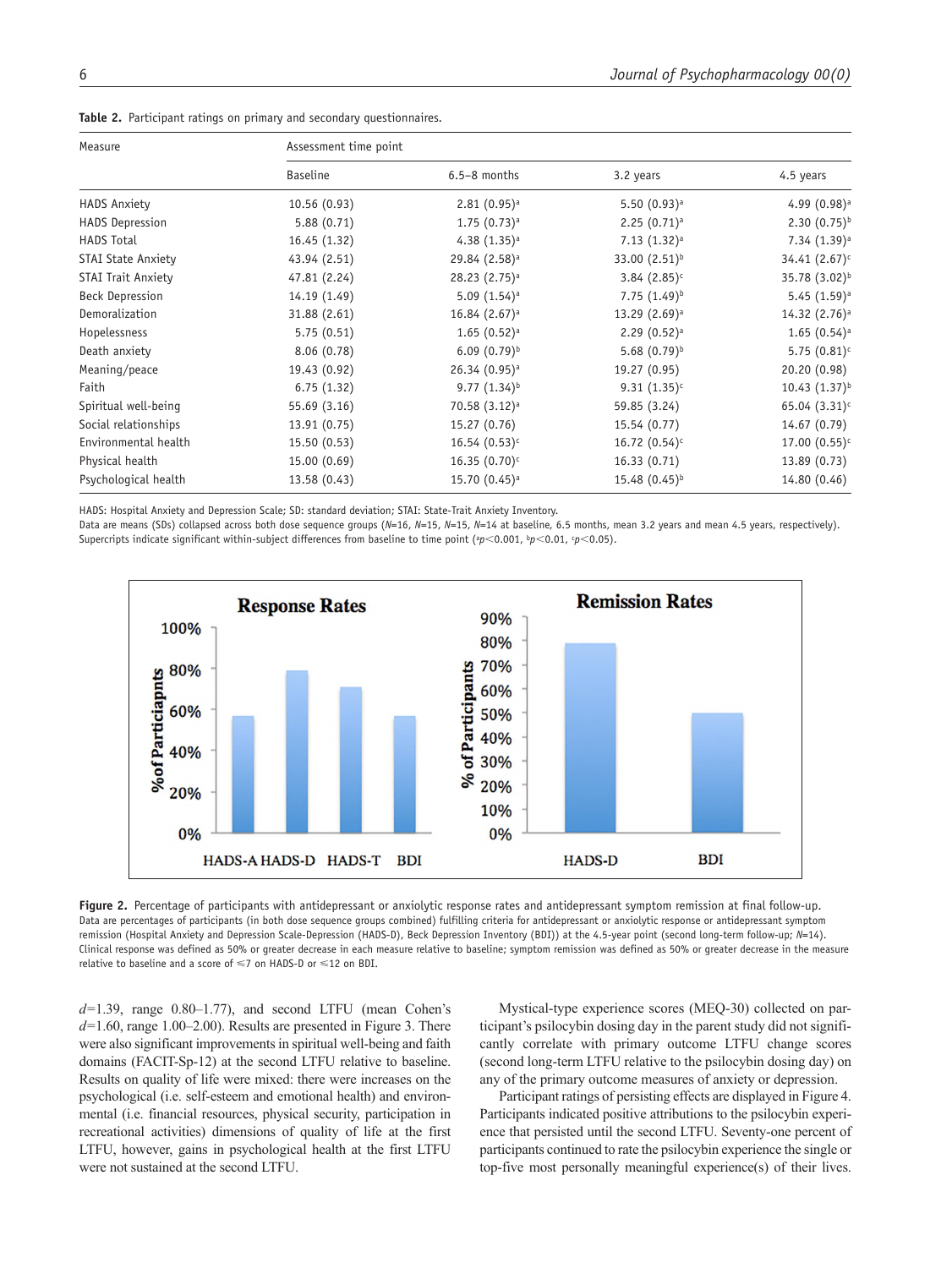**Table 2.** Participant ratings on primary and secondary questionnaires.

| Measure | Assessment time point | | | |
|---|---|---|---|---|
| | Baseline | 6.5–8 months | 3.2 years | 4.5 years |
| HADS Anxiety | 10.56 (0.93) | 2.81 (0.95)[a] | 5.50 (0.93)[a] | 4.99 (0.98)[a] |
| HADS Depression | 5.88 (0.71) | 1.75 (0.73)[a] | 2.25 (0.71)[a] | 2.30 (0.75)[b] |
| HADS Total | 16.45 (1.32) | 4.38 (1.35)[a] | 7.13 (1.32)[a] | 7.34 (1.39)[a] |
| STAI State Anxiety | 43.94 (2.51) | 29.84 (2.58)[a] | 33.00 (2.51)[b] | 34.41 (2.67)[c] |
| STAI Trait Anxiety | 47.81 (2.24) | 28.23 (2.75)[a] | 3.84 (2.85)[c] | 35.78 (3.02)[b] |
| Beck Depression | 14.19 (1.49) | 5.09 (1.54)[a] | 7.75 (1.49)[b] | 5.45 (1.59)[a] |
| Demoralization | 31.88 (2.61) | 16.84 (2.67)[a] | 13.29 (2.69)[a] | 14.32 (2.76)[a] |
| Hopelessness | 5.75 (0.51) | 1.65 (0.52)[a] | 2.29 (0.52)[a] | 1.65 (0.54)[a] |
| Death anxiety | 8.06 (0.78) | 6.09 (0.79)[b] | 5.68 (0.79)[b] | 5.75 (0.81)[c] |
| Meaning/peace | 19.43 (0.92) | 26.34 (0.95)[a] | 19.27 (0.95) | 20.20 (0.98) |
| Faith | 6.75 (1.32) | 9.77 (1.34)[b] | 9.31 (1.35)[c] | 10.43 (1.37)[b] |
| Spiritual well-being | 55.69 (3.16) | 70.58 (3.12)[a] | 59.85 (3.24) | 65.04 (3.31)[c] |
| Social relationships | 13.91 (0.75) | 15.27 (0.76) | 15.54 (0.77) | 14.67 (0.79) |
| Environmental health | 15.50 (0.53) | 16.54 (0.53)[c] | 16.72 (0.54)[c] | 17.00 (0.55)[c] |
| Physical health | 15.00 (0.69) | 16.35 (0.70)[c] | 16.33 (0.71) | 13.89 (0.73) |
| Psychological health | 13.58 (0.43) | 15.70 (0.45)[a] | 15.48 (0.45)[b] | 14.80 (0.46) |

HADS: Hospital Anxiety and Depression Scale; SD: standard deviation; STAI: State-Trait Anxiety Inventory.
Data are means (SDs) collapsed across both dose sequence groups ($N$=16, $N$=15, $N$=15, $N$=14 at baseline, 6.5 months, mean 3.2 years and mean 4.5 years, respectively). Supercripts indicate significant within-subject differences from baseline to time point ([a]$p<0.001$, [b]$p<0.01$, [c]$p<0.05$).

Response Rates
100%
80%
60%
40%
20%
0%
%of Participants
HADS-A HADS-D HADS-T BDI

Remission Rates
90%
80%
70%
60%
50%
40%
30%
20%
10%
0%
% of Participants
HADS-D BDI

**Figure 2.** Percentage of participants with antidepressant or anxiolytic response rates and antidepressant symptom remission at final follow-up.
Data are percentages of participants (in both dose sequence groups combined) fulfilling criteria for antidepressant or anxiolytic response or antidepressant symptom remission (Hospital Anxiety and Depression Scale-Depression (HADS-D), Beck Depression Inventory (BDI)) at the 4.5-year point (second long-term follow-up; $N$=14). Clinical response was defined as 50% or greater decrease in each measure relative to baseline; symptom remission was defined as 50% or greater decrease in the measure relative to baseline and a score of ⩽7 on HADS-D or ⩽12 on BDI.

$d$=1.39, range 0.80–1.77), and second LTFU (mean Cohen's $d$=1.60, range 1.00–2.00). Results are presented in Figure 3. There were also significant improvements in spiritual well-being and faith domains (FACIT-Sp-12) at the second LTFU relative to baseline. Results on quality of life were mixed: there were increases on the psychological (i.e. self-esteem and emotional health) and environmental (i.e. financial resources, physical security, participation in recreational activities) dimensions of quality of life at the first LTFU, however, gains in psychological health at the first LTFU were not sustained at the second LTFU.

Mystical-type experience scores (MEQ-30) collected on participant's psilocybin dosing day in the parent study did not significantly correlate with primary outcome LTFU change scores (second long-term LTFU relative to the psilocybin dosing day) on any of the primary outcome measures of anxiety or depression.

Participant ratings of persisting effects are displayed in Figure 4. Participants indicated positive attributions to the psilocybin experience that persisted until the second LTFU. Seventy-one percent of participants continued to rate the psilocybin experience the single or top-five most personally meaningful experience(s) of their lives.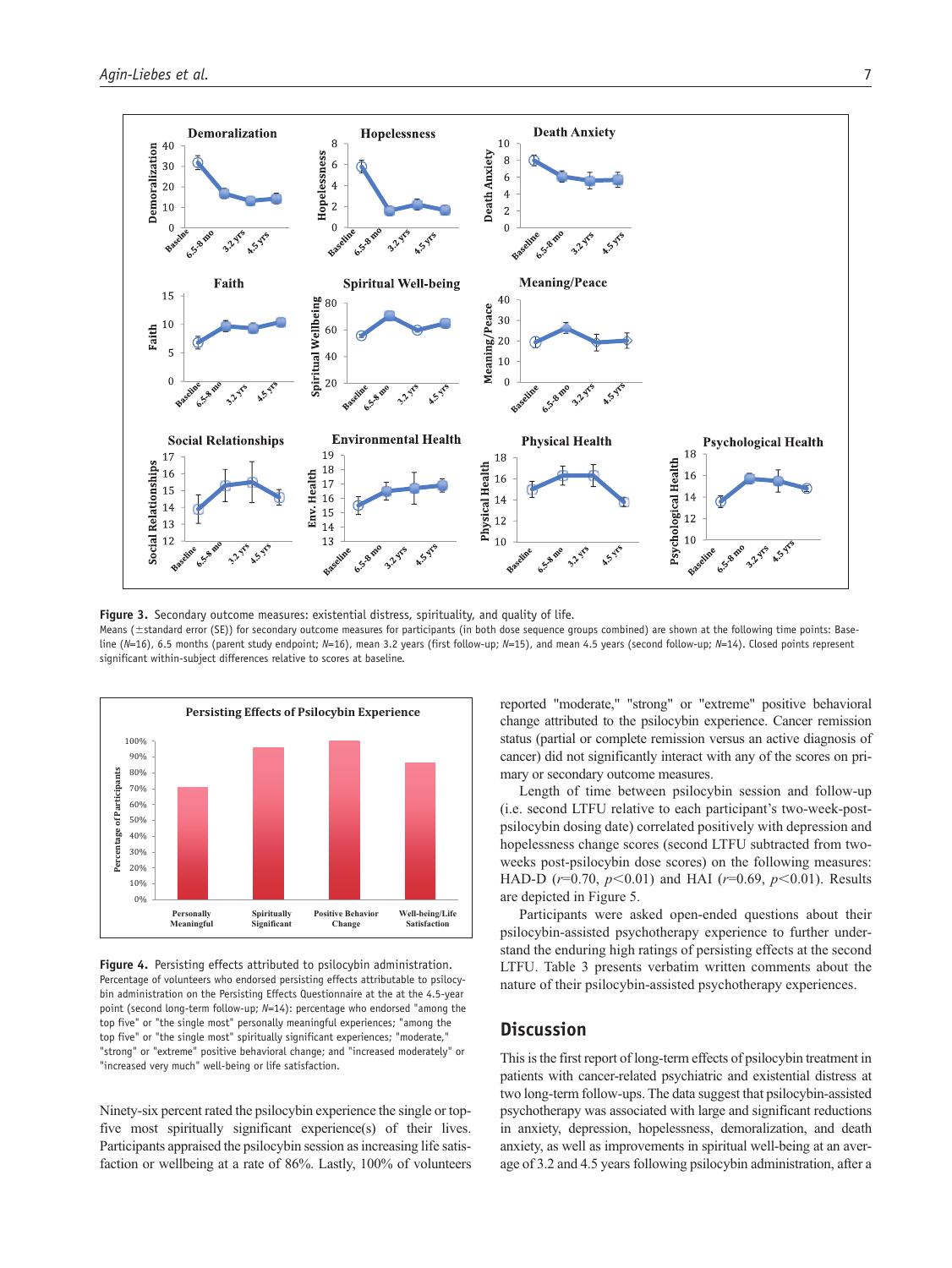Demoralization

Demoralization

40
30
20
10
0

Baseline 6.5-8 mo 3.2 yrs 4.5 yrs

Hopelessness

Hopelessness

8
6
4
2
0

Baseline 6.5-8 mo 3.2 yrs 4.5 yrs

Death Anxiety

Death Anxiety

10
8
6
4
2
0

Baseline 6.5-8 mo 3.2 yrs 4.5 yrs

Faith

Faith

15
10
5
0

Baseline 6.5-8 mo 3.2 yrs 4.5 yrs

Spiritual Well-being

Spiritual Wellbeing

80
60
40
20

Baseline 6.5-8 mo 3.2 yrs 4.5 yrs

Meaning/Peace

Meaning/Peace

40
30
20
10
0

Baseline 6.5-8 mo 3.2 yrs 4.5 yrs

Social Relationships

Social Relationships

17
16
15
14
13
12

Baseline 6.5-8 mo 3.2 yrs 4.5 yrs

Environmental Health

Env. Health

19
18
17
16
15
14
13

Baseline 6.5-8 mo 3.2 yrs 4.5 yrs

Physical Health

Physical Health

18
16
14
12
10

Baseline 6.5-8 mo 3.2 yrs 4.5 yrs

Psychological Health

Psychological Health

18
16
14
12
10

Baseline 6.5-8 mo 3.2 yrs 4.5 yrs

**Figure 3.** Secondary outcome measures: existential distress, spirituality, and quality of life.
Means (±standard error (SE)) for secondary outcome measures for participants (in both dose sequence groups combined) are shown at the following time points: Baseline ($N$=16), 6.5 months (parent study endpoint; $N$=16), mean 3.2 years (first follow-up; $N$=15), and mean 4.5 years (second follow-up; $N$=14). Closed points represent significant within-subject differences relative to scores at baseline.

Persisting Effects of Psilocybin Experience

Percentage of Participants

100%
90%
80%
70%
60%
50%
40%
30%
20%
10%
0%

Personally Meaningful

Spiritually Significant

Positive Behavior Change

Well-being/Life Satisfaction

**Figure 4.** Persisting effects attributed to psilocybin administration.
Percentage of volunteers who endorsed persisting effects attributable to psilocybin administration on the Persisting Effects Questionnaire at the at the 4.5-year point (second long-term follow-up; $N$=14): percentage who endorsed "among the top five" or "the single most" personally meaningful experiences; "among the top five" or "the single most" spiritually significant experiences; "moderate," "strong" or "extreme" positive behavioral change; and "increased moderately" or "increased very much" well-being or life satisfaction.

Ninety-six percent rated the psilocybin experience the single or top-five most spiritually significant experience(s) of their lives. Participants appraised the psilocybin session as increasing life satisfaction or wellbeing at a rate of 86%. Lastly, 100% of volunteers reported "moderate," "strong" or "extreme" positive behavioral change attributed to the psilocybin experience. Cancer remission status (partial or complete remission versus an active diagnosis of cancer) did not significantly interact with any of the scores on primary or secondary outcome measures.

Length of time between psilocybin session and follow-up (i.e. second LTFU relative to each participant's two-week-post-psilocybin dosing date) correlated positively with depression and hopelessness change scores (second LTFU subtracted from two-weeks post-psilocybin dose scores) on the following measures: HAD-D ($r$=0.70, $p$<0.01) and HAI ($r$=0.69, $p$<0.01). Results are depicted in Figure 5.

Participants were asked open-ended questions about their psilocybin-assisted psychotherapy experience to further understand the enduring high ratings of persisting effects at the second LTFU. Table 3 presents verbatim written comments about the nature of their psilocybin-assisted psychotherapy experiences.

## Discussion

This is the first report of long-term effects of psilocybin treatment in patients with cancer-related psychiatric and existential distress at two long-term follow-ups. The data suggest that psilocybin-assisted psychotherapy was associated with large and significant reductions in anxiety, depression, hopelessness, demoralization, and death anxiety, as well as improvements in spiritual well-being at an average of 3.2 and 4.5 years following psilocybin administration, after a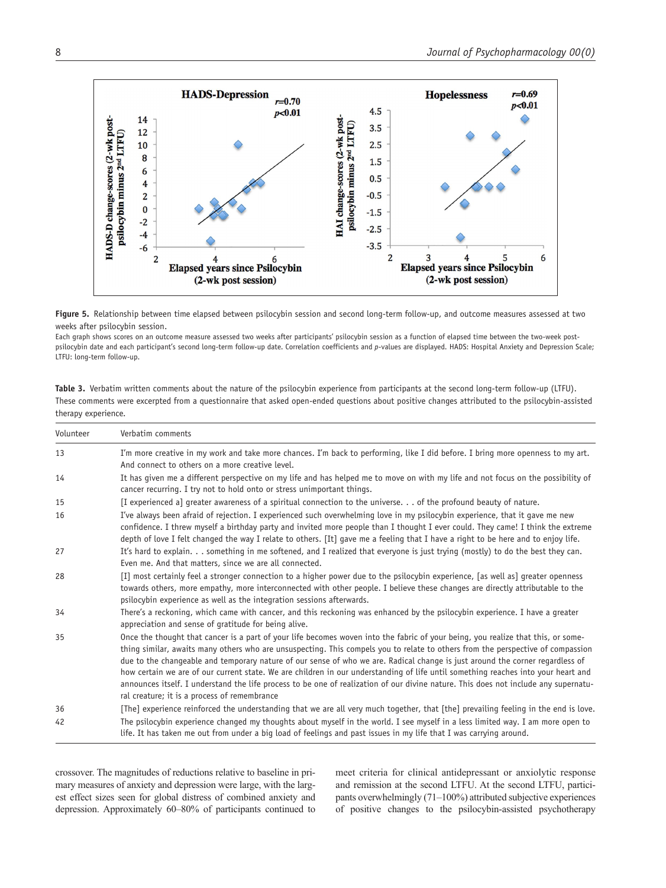HADS-Depression

$r$=0.70

$p$<0.01

HADS-D change-scores (2-wk post-psilocybin minus 2nd LTFU)

14
12
10
8
6
4
2
0
-2
-4
-6

2
4
6

Elapsed years since Psilocybin (2-wk post session)

Hopelessness

$r$=0.69

$p$<0.01

HAI change-scores (2-wk post-psilocybin minus 2nd LTFU)

4.5
3.5
2.5
1.5
0.5
-0.5
-1.5
-2.5
-3.5

2
3
4
5
6

Elapsed years since Psilocybin (2-wk post session)

**Figure 5.** Relationship between time elapsed between psilocybin session and second long-term follow-up, and outcome measures assessed at two weeks after psilocybin session.

Each graph shows scores on an outcome measure assessed two weeks after participants' psilocybin session as a function of elapsed time between the two-week post-psilocybin date and each participant's second long-term follow-up date. Correlation coefficients and $p$-values are displayed. HADS: Hospital Anxiety and Depression Scale; LTFU: long-term follow-up.

**Table 3.** Verbatim written comments about the nature of the psilocybin experience from participants at the second long-term follow-up (LTFU). These comments were excerpted from a questionnaire that asked open-ended questions about positive changes attributed to the psilocybin-assisted therapy experience.

| Volunteer | Verbatim comments |
|---|---|
| 13 | I'm more creative in my work and take more chances. I'm back to performing, like I did before. I bring more openness to my art. And connect to others on a more creative level. |
| 14 | It has given me a different perspective on my life and has helped me to move on with my life and not focus on the possibility of cancer recurring. I try not to hold onto or stress unimportant things. |
| 15 | [I experienced a] greater awareness of a spiritual connection to the universe. . . of the profound beauty of nature. |
| 16 | I've always been afraid of rejection. I experienced such overwhelming love in my psilocybin experience, that it gave me new confidence. I threw myself a birthday party and invited more people than I thought I ever could. They came! I think the extreme depth of love I felt changed the way I relate to others. [It] gave me a feeling that I have a right to be here and to enjoy life. |
| 27 | It's hard to explain. . . something in me softened, and I realized that everyone is just trying (mostly) to do the best they can. Even me. And that matters, since we are all connected. |
| 28 | [I] most certainly feel a stronger connection to a higher power due to the psilocybin experience, [as well as] greater openness towards others, more empathy, more interconnected with other people. I believe these changes are directly attributable to the psilocybin experience as well as the integration sessions afterwards. |
| 34 | There's a reckoning, which came with cancer, and this reckoning was enhanced by the psilocybin experience. I have a greater appreciation and sense of gratitude for being alive. |
| 35 | Once the thought that cancer is a part of your life becomes woven into the fabric of your being, you realize that this, or something similar, awaits many others who are unsuspecting. This compels you to relate to others from the perspective of compassion due to the changeable and temporary nature of our sense of who we are. Radical change is just around the corner regardless of how certain we are of our current state. We are children in our understanding of life until something reaches into your heart and announces itself. I understand the life process to be one of realization of our divine nature. This does not include any supernatural creature; it is a process of remembrance |
| 36 | [The] experience reinforced the understanding that we are all very much together, that [the] prevailing feeling in the end is love. |
| 42 | The psilocybin experience changed my thoughts about myself in the world. I see myself in a less limited way. I am more open to life. It has taken me out from under a big load of feelings and past issues in my life that I was carrying around. |

crossover. The magnitudes of reductions relative to baseline in primary measures of anxiety and depression were large, with the largest effect sizes seen for global distress of combined anxiety and depression. Approximately 60–80% of participants continued to meet criteria for clinical antidepressant or anxiolytic response and remission at the second LTFU. At the second LTFU, participants overwhelmingly (71–100%) attributed subjective experiences of positive changes to the psilocybin-assisted psychotherapy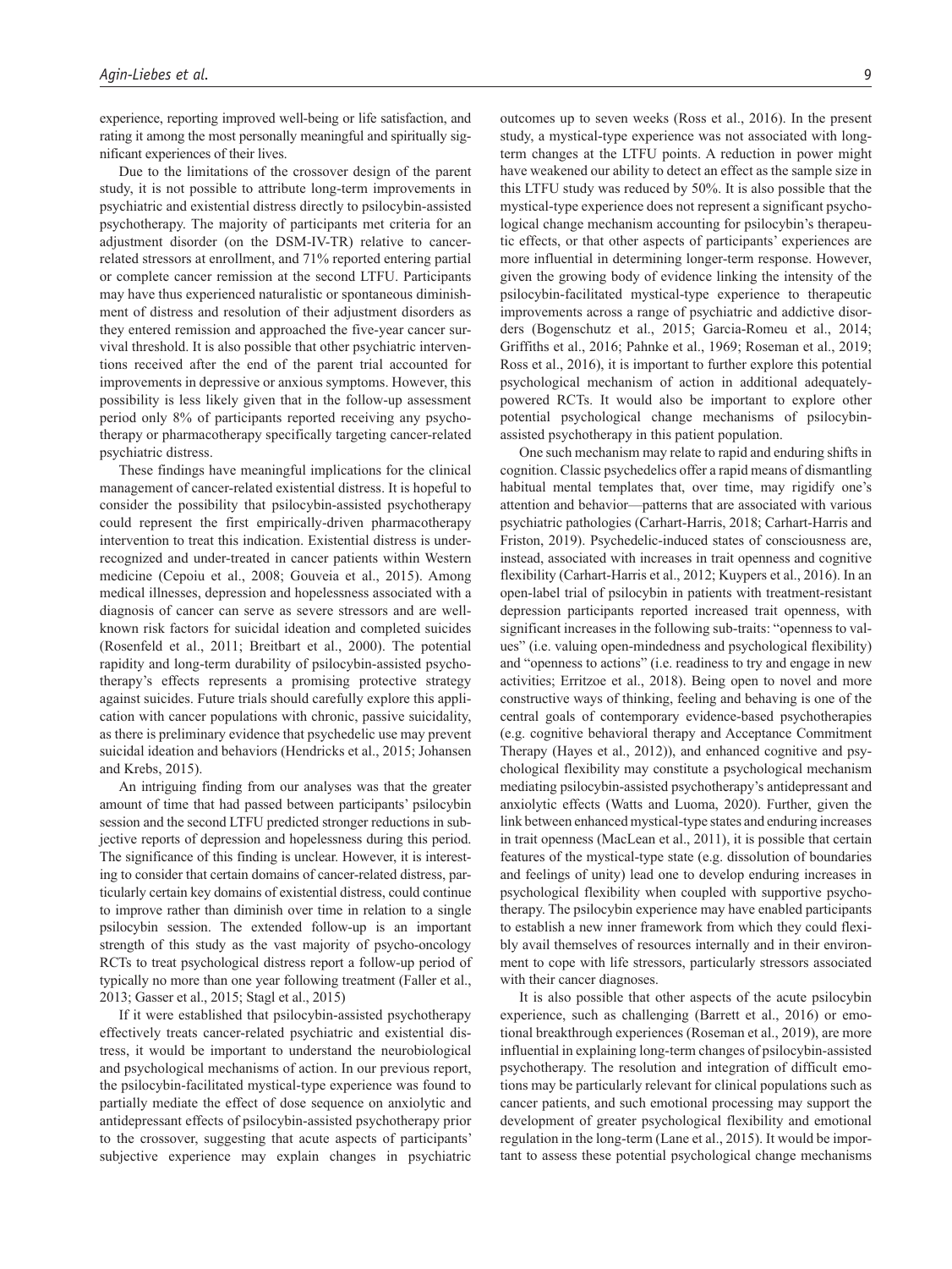experience, reporting improved well-being or life satisfaction, and rating it among the most personally meaningful and spiritually significant experiences of their lives.

Due to the limitations of the crossover design of the parent study, it is not possible to attribute long-term improvements in psychiatric and existential distress directly to psilocybin-assisted psychotherapy. The majority of participants met criteria for an adjustment disorder (on the DSM-IV-TR) relative to cancer-related stressors at enrollment, and 71% reported entering partial or complete cancer remission at the second LTFU. Participants may have thus experienced naturalistic or spontaneous diminishment of distress and resolution of their adjustment disorders as they entered remission and approached the five-year cancer survival threshold. It is also possible that other psychiatric interventions received after the end of the parent trial accounted for improvements in depressive or anxious symptoms. However, this possibility is less likely given that in the follow-up assessment period only 8% of participants reported receiving any psychotherapy or pharmacotherapy specifically targeting cancer-related psychiatric distress.

These findings have meaningful implications for the clinical management of cancer-related existential distress. It is hopeful to consider the possibility that psilocybin-assisted psychotherapy could represent the first empirically-driven pharmacotherapy intervention to treat this indication. Existential distress is under-recognized and under-treated in cancer patients within Western medicine (Cepoiu et al., 2008; Gouveia et al., 2015). Among medical illnesses, depression and hopelessness associated with a diagnosis of cancer can serve as severe stressors and are well-known risk factors for suicidal ideation and completed suicides (Rosenfeld et al., 2011; Breitbart et al., 2000). The potential rapidity and long-term durability of psilocybin-assisted psychotherapy's effects represents a promising protective strategy against suicides. Future trials should carefully explore this application with cancer populations with chronic, passive suicidality, as there is preliminary evidence that psychedelic use may prevent suicidal ideation and behaviors (Hendricks et al., 2015; Johansen and Krebs, 2015).

An intriguing finding from our analyses was that the greater amount of time that had passed between participants' psilocybin session and the second LTFU predicted stronger reductions in subjective reports of depression and hopelessness during this period. The significance of this finding is unclear. However, it is interesting to consider that certain domains of cancer-related distress, particularly certain key domains of existential distress, could continue to improve rather than diminish over time in relation to a single psilocybin session. The extended follow-up is an important strength of this study as the vast majority of psycho-oncology RCTs to treat psychological distress report a follow-up period of typically no more than one year following treatment (Faller et al., 2013; Gasser et al., 2015; Stagl et al., 2015)

If it were established that psilocybin-assisted psychotherapy effectively treats cancer-related psychiatric and existential distress, it would be important to understand the neurobiological and psychological mechanisms of action. In our previous report, the psilocybin-facilitated mystical-type experience was found to partially mediate the effect of dose sequence on anxiolytic and antidepressant effects of psilocybin-assisted psychotherapy prior to the crossover, suggesting that acute aspects of participants' subjective experience may explain changes in psychiatric outcomes up to seven weeks (Ross et al., 2016). In the present study, a mystical-type experience was not associated with long-term changes at the LTFU points. A reduction in power might have weakened our ability to detect an effect as the sample size in this LTFU study was reduced by 50%. It is also possible that the mystical-type experience does not represent a significant psychological change mechanism accounting for psilocybin's therapeutic effects, or that other aspects of participants' experiences are more influential in determining longer-term response. However, given the growing body of evidence linking the intensity of the psilocybin-facilitated mystical-type experience to therapeutic improvements across a range of psychiatric and addictive disorders (Bogenschutz et al., 2015; Garcia-Romeu et al., 2014; Griffiths et al., 2016; Pahnke et al., 1969; Roseman et al., 2019; Ross et al., 2016), it is important to further explore this potential psychological mechanism of action in additional adequately-powered RCTs. It would also be important to explore other potential psychological change mechanisms of psilocybin-assisted psychotherapy in this patient population.

One such mechanism may relate to rapid and enduring shifts in cognition. Classic psychedelics offer a rapid means of dismantling habitual mental templates that, over time, may rigidify one's attention and behavior—patterns that are associated with various psychiatric pathologies (Carhart-Harris, 2018; Carhart-Harris and Friston, 2019). Psychedelic-induced states of consciousness are, instead, associated with increases in trait openness and cognitive flexibility (Carhart-Harris et al., 2012; Kuypers et al., 2016). In an open-label trial of psilocybin in patients with treatment-resistant depression participants reported increased trait openness, with significant increases in the following sub-traits: "openness to values" (i.e. valuing open-mindedness and psychological flexibility) and "openness to actions" (i.e. readiness to try and engage in new activities; Erritzoe et al., 2018). Being open to novel and more constructive ways of thinking, feeling and behaving is one of the central goals of contemporary evidence-based psychotherapies (e.g. cognitive behavioral therapy and Acceptance Commitment Therapy (Hayes et al., 2012)), and enhanced cognitive and psychological flexibility may constitute a psychological mechanism mediating psilocybin-assisted psychotherapy's antidepressant and anxiolytic effects (Watts and Luoma, 2020). Further, given the link between enhanced mystical-type states and enduring increases in trait openness (MacLean et al., 2011), it is possible that certain features of the mystical-type state (e.g. dissolution of boundaries and feelings of unity) lead one to develop enduring increases in psychological flexibility when coupled with supportive psychotherapy. The psilocybin experience may have enabled participants to establish a new inner framework from which they could flexibly avail themselves of resources internally and in their environment to cope with life stressors, particularly stressors associated with their cancer diagnoses.

It is also possible that other aspects of the acute psilocybin experience, such as challenging (Barrett et al., 2016) or emotional breakthrough experiences (Roseman et al., 2019), are more influential in explaining long-term changes of psilocybin-assisted psychotherapy. The resolution and integration of difficult emotions may be particularly relevant for clinical populations such as cancer patients, and such emotional processing may support the development of greater psychological flexibility and emotional regulation in the long-term (Lane et al., 2015). It would be important to assess these potential psychological change mechanisms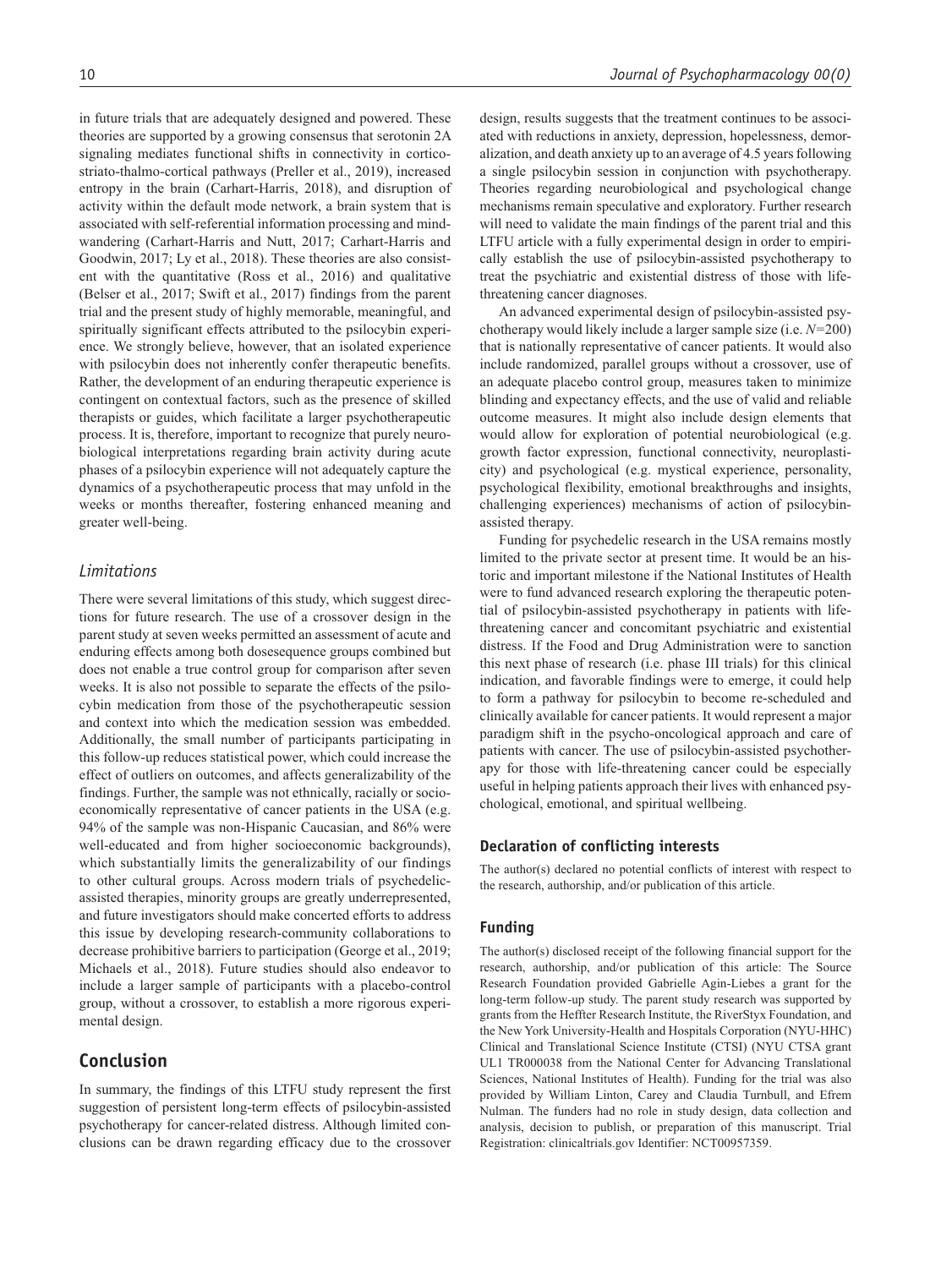in future trials that are adequately designed and powered. These theories are supported by a growing consensus that serotonin 2A signaling mediates functional shifts in connectivity in cortico-striato-thalmo-cortical pathways (Preller et al., 2019), increased entropy in the brain (Carhart-Harris, 2018), and disruption of activity within the default mode network, a brain system that is associated with self-referential information processing and mind-wandering (Carhart-Harris and Nutt, 2017; Carhart-Harris and Goodwin, 2017; Ly et al., 2018). These theories are also consistent with the quantitative (Ross et al., 2016) and qualitative (Belser et al., 2017; Swift et al., 2017) findings from the parent trial and the present study of highly memorable, meaningful, and spiritually significant effects attributed to the psilocybin experience. We strongly believe, however, that an isolated experience with psilocybin does not inherently confer therapeutic benefits. Rather, the development of an enduring therapeutic experience is contingent on contextual factors, such as the presence of skilled therapists or guides, which facilitate a larger psychotherapeutic process. It is, therefore, important to recognize that purely neurobiological interpretations regarding brain activity during acute phases of a psilocybin experience will not adequately capture the dynamics of a psychotherapeutic process that may unfold in the weeks or months thereafter, fostering enhanced meaning and greater well-being.

### *Limitations*

There were several limitations of this study, which suggest directions for future research. The use of a crossover design in the parent study at seven weeks permitted an assessment of acute and enduring effects among both dosesequence groups combined but does not enable a true control group for comparison after seven weeks. It is also not possible to separate the effects of the psilocybin medication from those of the psychotherapeutic session and context into which the medication session was embedded. Additionally, the small number of participants participating in this follow-up reduces statistical power, which could increase the effect of outliers on outcomes, and affects generalizability of the findings. Further, the sample was not ethnically, racially or socioeconomically representative of cancer patients in the USA (e.g. 94% of the sample was non-Hispanic Caucasian, and 86% were well-educated and from higher socioeconomic backgrounds), which substantially limits the generalizability of our findings to other cultural groups. Across modern trials of psychedelic-assisted therapies, minority groups are greatly underrepresented, and future investigators should make concerted efforts to address this issue by developing research-community collaborations to decrease prohibitive barriers to participation (George et al., 2019; Michaels et al., 2018). Future studies should also endeavor to include a larger sample of participants with a placebo-control group, without a crossover, to establish a more rigorous experimental design.

## Conclusion

In summary, the findings of this LTFU study represent the first suggestion of persistent long-term effects of psilocybin-assisted psychotherapy for cancer-related distress. Although limited conclusions can be drawn regarding efficacy due to the crossover design, results suggests that the treatment continues to be associated with reductions in anxiety, depression, hopelessness, demoralization, and death anxiety up to an average of 4.5 years following a single psilocybin session in conjunction with psychotherapy. Theories regarding neurobiological and psychological change mechanisms remain speculative and exploratory. Further research will need to validate the main findings of the parent trial and this LTFU article with a fully experimental design in order to empirically establish the use of psilocybin-assisted psychotherapy to treat the psychiatric and existential distress of those with life-threatening cancer diagnoses.

An advanced experimental design of psilocybin-assisted psychotherapy would likely include a larger sample size (i.e. $N$=200) that is nationally representative of cancer patients. It would also include randomized, parallel groups without a crossover, use of an adequate placebo control group, measures taken to minimize blinding and expectancy effects, and the use of valid and reliable outcome measures. It might also include design elements that would allow for exploration of potential neurobiological (e.g. growth factor expression, functional connectivity, neuroplasticity) and psychological (e.g. mystical experience, personality, psychological flexibility, emotional breakthroughs and insights, challenging experiences) mechanisms of action of psilocybin-assisted therapy.

Funding for psychedelic research in the USA remains mostly limited to the private sector at present time. It would be an historic and important milestone if the National Institutes of Health were to fund advanced research exploring the therapeutic potential of psilocybin-assisted psychotherapy in patients with life-threatening cancer and concomitant psychiatric and existential distress. If the Food and Drug Administration were to sanction this next phase of research (i.e. phase III trials) for this clinical indication, and favorable findings were to emerge, it could help to form a pathway for psilocybin to become re-scheduled and clinically available for cancer patients. It would represent a major paradigm shift in the psycho-oncological approach and care of patients with cancer. The use of psilocybin-assisted psychotherapy for those with life-threatening cancer could be especially useful in helping patients approach their lives with enhanced psychological, emotional, and spiritual wellbeing.

### Declaration of conflicting interests

The author(s) declared no potential conflicts of interest with respect to the research, authorship, and/or publication of this article.

### Funding

The author(s) disclosed receipt of the following financial support for the research, authorship, and/or publication of this article: The Source Research Foundation provided Gabrielle Agin-Liebes a grant for the long-term follow-up study. The parent study research was supported by grants from the Heffter Research Institute, the RiverStyx Foundation, and the New York University-Health and Hospitals Corporation (NYU-HHC) Clinical and Translational Science Institute (CTSI) (NYU CTSA grant UL1 TR000038 from the National Center for Advancing Translational Sciences, National Institutes of Health). Funding for the trial was also provided by William Linton, Carey and Claudia Turnbull, and Efrem Nulman. The funders had no role in study design, data collection and analysis, decision to publish, or preparation of this manuscript. Trial Registration: clinicaltrials.gov Identifier: NCT00957359.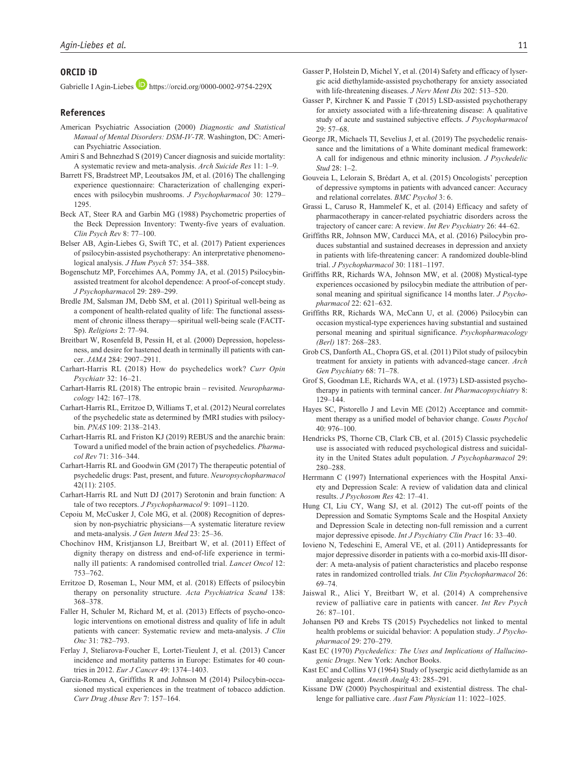## ORCID iD

Gabrielle I Agin-Liebes https://orcid.org/0000-0002-9754-229X

## References

American Psychiatric Association (2000) *Diagnostic and Statistical Manual of Mental Disorders: DSM-IV-TR*. Washington, DC: American Psychiatric Association.

Amiri S and Behnezhad S (2019) Cancer diagnosis and suicide mortality: A systematic review and meta-analysis. *Arch Suicide Res* 11: 1–9.

Barrett FS, Bradstreet MP, Leoutsakos JM, et al. (2016) The challenging experience questionnaire: Characterization of challenging experiences with psilocybin mushrooms. *J Psychopharmacol* 30: 1279–1295.

Beck AT, Steer RA and Garbin MG (1988) Psychometric properties of the Beck Depression Inventory: Twenty-five years of evaluation. *Clin Psych Rev* 8: 77–100.

Belser AB, Agin-Liebes G, Swift TC, et al. (2017) Patient experiences of psilocybin-assisted psychotherapy: An interpretative phenomenological analysis. *J Hum Psych* 57: 354–388.

Bogenschutz MP, Forcehimes AA, Pommy JA, et al. (2015) Psilocybin-assisted treatment for alcohol dependence: A proof-of-concept study. *J Psychopharmacol* 29: 289–299.

Bredle JM, Salsman JM, Debb SM, et al. (2011) Spiritual well-being as a component of health-related quality of life: The functional assessment of chronic illness therapy—spiritual well-being scale (FACIT-Sp). *Religions* 2: 77–94.

Breitbart W, Rosenfeld B, Pessin H, et al. (2000) Depression, hopelessness, and desire for hastened death in terminally ill patients with cancer. *JAMA* 284: 2907–2911.

Carhart-Harris RL (2018) How do psychedelics work? *Curr Opin Psychiatr* 32: 16–21.

Carhart-Harris RL (2018) The entropic brain – revisited. *Neuropharmacology* 142: 167–178.

Carhart-Harris RL, Erritzoe D, Williams T, et al. (2012) Neural correlates of the psychedelic state as determined by fMRI studies with psilocybin. *PNAS* 109: 2138–2143.

Carhart-Harris RL and Friston KJ (2019) REBUS and the anarchic brain: Toward a unified model of the brain action of psychedelics. *Pharmacol Rev* 71: 316–344.

Carhart-Harris RL and Goodwin GM (2017) The therapeutic potential of psychedelic drugs: Past, present, and future. *Neuropsychopharmacol* 42(11): 2105.

Carhart-Harris RL and Nutt DJ (2017) Serotonin and brain function: A tale of two receptors. *J Psychopharmacol* 9: 1091–1120.

Cepoiu M, McCusker J, Cole MG, et al. (2008) Recognition of depression by non-psychiatric physicians—A systematic literature review and meta-analysis. *J Gen Intern Med* 23: 25–36.

Chochinov HM, Kristjanson LJ, Breitbart W, et al. (2011) Effect of dignity therapy on distress and end-of-life experience in terminally ill patients: A randomised controlled trial. *Lancet Oncol* 12: 753–762.

Erritzoe D, Roseman L, Nour MM, et al. (2018) Effects of psilocybin therapy on personality structure. *Acta Psychiatrica Scand* 138: 368–378.

Faller H, Schuler M, Richard M, et al. (2013) Effects of psycho-oncologic interventions on emotional distress and quality of life in adult patients with cancer: Systematic review and meta-analysis. *J Clin Onc* 31: 782–793.

Ferlay J, Steliarova-Foucher E, Lortet-Tieulent J, et al. (2013) Cancer incidence and mortality patterns in Europe: Estimates for 40 countries in 2012. *Eur J Cancer* 49: 1374–1403.

Garcia-Romeu A, Griffiths R and Johnson M (2014) Psilocybin-occasioned mystical experiences in the treatment of tobacco addiction. *Curr Drug Abuse Rev* 7: 157–164.

Gasser P, Holstein D, Michel Y, et al. (2014) Safety and efficacy of lysergic acid diethylamide-assisted psychotherapy for anxiety associated with life-threatening diseases. *J Nerv Ment Dis* 202: 513–520.

Gasser P, Kirchner K and Passie T (2015) LSD-assisted psychotherapy for anxiety associated with a life-threatening disease: A qualitative study of acute and sustained subjective effects. *J Psychopharmacol* 29: 57–68.

George JR, Michaels TI, Sevelius J, et al. (2019) The psychedelic renaissance and the limitations of a White dominant medical framework: A call for indigenous and ethnic minority inclusion. *J Psychedelic Stud* 28: 1–2.

Gouveia L, Lelorain S, Brédart A, et al. (2015) Oncologists' perception of depressive symptoms in patients with advanced cancer: Accuracy and relational correlates. *BMC Psychol* 3: 6.

Grassi L, Caruso R, Hammelef K, et al. (2014) Efficacy and safety of pharmacotherapy in cancer-related psychiatric disorders across the trajectory of cancer care: A review. *Int Rev Psychiatry* 26: 44–62.

Griffiths RR, Johnson MW, Carducci MA, et al. (2016) Psilocybin produces substantial and sustained decreases in depression and anxiety in patients with life-threatening cancer: A randomized double-blind trial. *J Psychopharmacol* 30: 1181–1197.

Griffiths RR, Richards WA, Johnson MW, et al. (2008) Mystical-type experiences occasioned by psilocybin mediate the attribution of personal meaning and spiritual significance 14 months later. *J Psychopharmacol* 22: 621–632.

Griffiths RR, Richards WA, McCann U, et al. (2006) Psilocybin can occasion mystical-type experiences having substantial and sustained personal meaning and spiritual significance. *Psychopharmacology (Berl)* 187: 268–283.

Grob CS, Danforth AL, Chopra GS, et al. (2011) Pilot study of psilocybin treatment for anxiety in patients with advanced-stage cancer. *Arch Gen Psychiatry* 68: 71–78.

Grof S, Goodman LE, Richards WA, et al. (1973) LSD-assisted psychotherapy in patients with terminal cancer. *Int Pharmacopsychiatry* 8: 129–144.

Hayes SC, Pistorello J and Levin ME (2012) Acceptance and commitment therapy as a unified model of behavior change. *Couns Psychol* 40: 976–100.

Hendricks PS, Thorne CB, Clark CB, et al. (2015) Classic psychedelic use is associated with reduced psychological distress and suicidality in the United States adult population. *J Psychopharmacol* 29: 280–288.

Herrmann C (1997) International experiences with the Hospital Anxiety and Depression Scale: A review of validation data and clinical results. *J Psychosom Res* 42: 17–41.

Hung CI, Liu CY, Wang SJ, et al. (2012) The cut-off points of the Depression and Somatic Symptoms Scale and the Hospital Anxiety and Depression Scale in detecting non-full remission and a current major depressive episode. *Int J Psychiatry Clin Pract* 16: 33–40.

Iovieno N, Tedeschini E, Ameral VE, et al. (2011) Antidepressants for major depressive disorder in patients with a co-morbid axis-III disorder: A meta-analysis of patient characteristics and placebo response rates in randomized controlled trials. *Int Clin Psychopharmacol* 26: 69–74.

Jaiswal R., Alici Y, Breitbart W, et al. (2014) A comprehensive review of palliative care in patients with cancer. *Int Rev Psych* 26: 87–101.

Johansen PØ and Krebs TS (2015) Psychedelics not linked to mental health problems or suicidal behavior: A population study. *J Psychopharmacol* 29: 270–279.

Kast EC (1970) *Psychedelics: The Uses and Implications of Hallucinogenic Drugs*. New York: Anchor Books.

Kast EC and Collins VJ (1964) Study of lysergic acid diethylamide as an analgesic agent. *Anesth Analg* 43: 285–291.

Kissane DW (2000) Psychospiritual and existential distress. The challenge for palliative care. *Aust Fam Physician* 11: 1022–1025.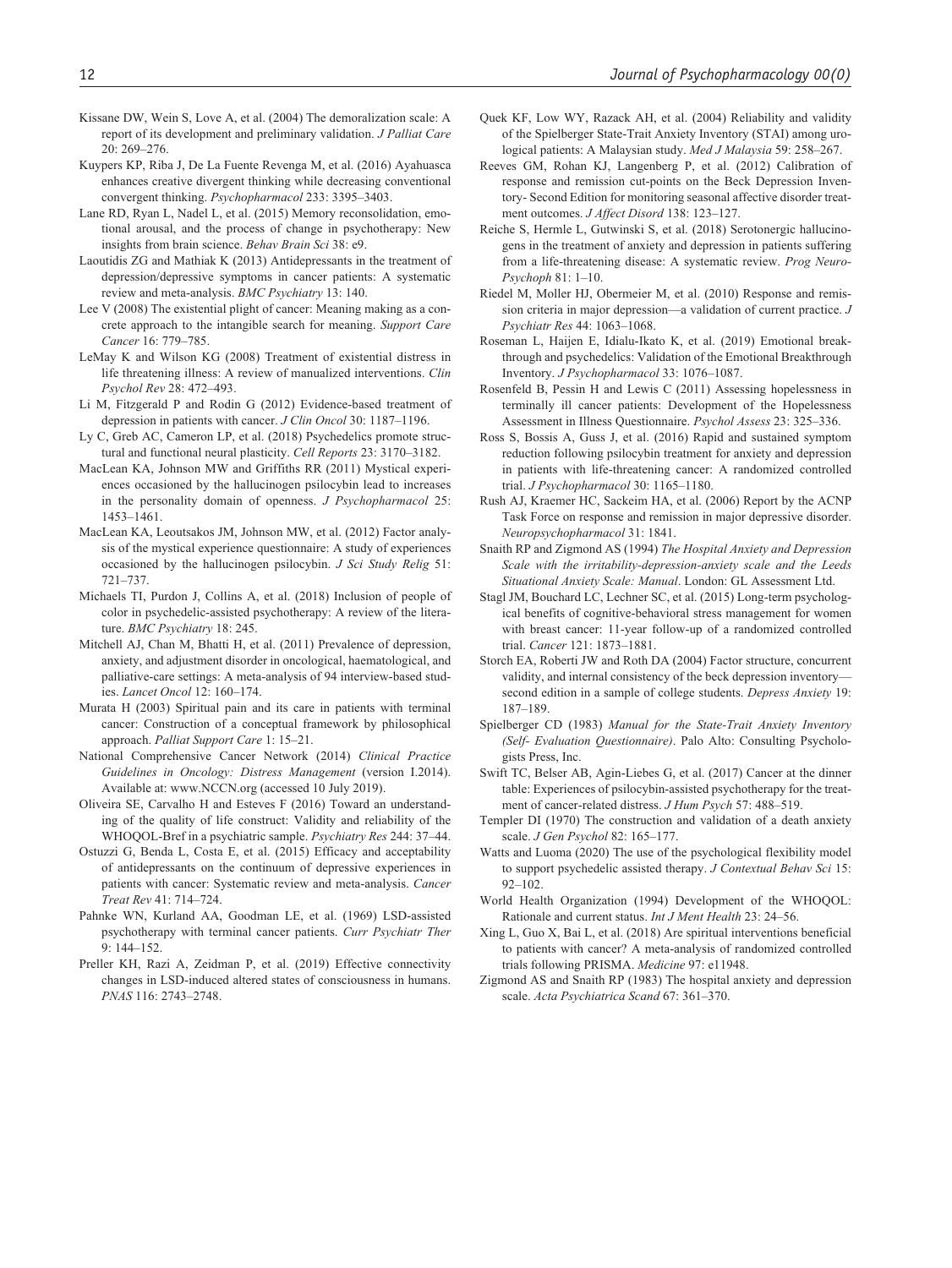Kissane DW, Wein S, Love A, et al. (2004) The demoralization scale: A report of its development and preliminary validation. *J Palliat Care* 20: 269–276.

Kuypers KP, Riba J, De La Fuente Revenga M, et al. (2016) Ayahuasca enhances creative divergent thinking while decreasing conventional convergent thinking. *Psychopharmacol* 233: 3395–3403.

Lane RD, Ryan L, Nadel L, et al. (2015) Memory reconsolidation, emotional arousal, and the process of change in psychotherapy: New insights from brain science. *Behav Brain Sci* 38: e9.

Laoutidis ZG and Mathiak K (2013) Antidepressants in the treatment of depression/depressive symptoms in cancer patients: A systematic review and meta-analysis. *BMC Psychiatry* 13: 140.

Lee V (2008) The existential plight of cancer: Meaning making as a concrete approach to the intangible search for meaning. *Support Care Cancer* 16: 779–785.

LeMay K and Wilson KG (2008) Treatment of existential distress in life threatening illness: A review of manualized interventions. *Clin Psychol Rev* 28: 472–493.

Li M, Fitzgerald P and Rodin G (2012) Evidence-based treatment of depression in patients with cancer. *J Clin Oncol* 30: 1187–1196.

Ly C, Greb AC, Cameron LP, et al. (2018) Psychedelics promote structural and functional neural plasticity. *Cell Reports* 23: 3170–3182.

MacLean KA, Johnson MW and Griffiths RR (2011) Mystical experiences occasioned by the hallucinogen psilocybin lead to increases in the personality domain of openness. *J Psychopharmacol* 25: 1453–1461.

MacLean KA, Leoutsakos JM, Johnson MW, et al. (2012) Factor analysis of the mystical experience questionnaire: A study of experiences occasioned by the hallucinogen psilocybin. *J Sci Study Relig* 51: 721–737.

Michaels TI, Purdon J, Collins A, et al. (2018) Inclusion of people of color in psychedelic-assisted psychotherapy: A review of the literature. *BMC Psychiatry* 18: 245.

Mitchell AJ, Chan M, Bhatti H, et al. (2011) Prevalence of depression, anxiety, and adjustment disorder in oncological, haematological, and palliative-care settings: A meta-analysis of 94 interview-based studies. *Lancet Oncol* 12: 160–174.

Murata H (2003) Spiritual pain and its care in patients with terminal cancer: Construction of a conceptual framework by philosophical approach. *Palliat Support Care* 1: 15–21.

National Comprehensive Cancer Network (2014) *Clinical Practice Guidelines in Oncology: Distress Management* (version I.2014). Available at: www.NCCN.org (accessed 10 July 2019).

Oliveira SE, Carvalho H and Esteves F (2016) Toward an understanding of the quality of life construct: Validity and reliability of the WHOQOL-Bref in a psychiatric sample. *Psychiatry Res* 244: 37–44.

Ostuzzi G, Benda L, Costa E, et al. (2015) Efficacy and acceptability of antidepressants on the continuum of depressive experiences in patients with cancer: Systematic review and meta-analysis. *Cancer Treat Rev* 41: 714–724.

Pahnke WN, Kurland AA, Goodman LE, et al. (1969) LSD-assisted psychotherapy with terminal cancer patients. *Curr Psychiatr Ther* 9: 144–152.

Preller KH, Razi A, Zeidman P, et al. (2019) Effective connectivity changes in LSD-induced altered states of consciousness in humans. *PNAS* 116: 2743–2748.

Quek KF, Low WY, Razack AH, et al. (2004) Reliability and validity of the Spielberger State-Trait Anxiety Inventory (STAI) among urological patients: A Malaysian study. *Med J Malaysia* 59: 258–267.

Reeves GM, Rohan KJ, Langenberg P, et al. (2012) Calibration of response and remission cut-points on the Beck Depression Inventory- Second Edition for monitoring seasonal affective disorder treatment outcomes. *J Affect Disord* 138: 123–127.

Reiche S, Hermle L, Gutwinski S, et al. (2018) Serotonergic hallucinogens in the treatment of anxiety and depression in patients suffering from a life-threatening disease: A systematic review. *Prog Neuro-Psychoph* 81: 1–10.

Riedel M, Moller HJ, Obermeier M, et al. (2010) Response and remission criteria in major depression—a validation of current practice. *J Psychiatr Res* 44: 1063–1068.

Roseman L, Haijen E, Idialu-Ikato K, et al. (2019) Emotional breakthrough and psychedelics: Validation of the Emotional Breakthrough Inventory. *J Psychopharmacol* 33: 1076–1087.

Rosenfeld B, Pessin H and Lewis C (2011) Assessing hopelessness in terminally ill cancer patients: Development of the Hopelessness Assessment in Illness Questionnaire. *Psychol Assess* 23: 325–336.

Ross S, Bossis A, Guss J, et al. (2016) Rapid and sustained symptom reduction following psilocybin treatment for anxiety and depression in patients with life-threatening cancer: A randomized controlled trial. *J Psychopharmacol* 30: 1165–1180.

Rush AJ, Kraemer HC, Sackeim HA, et al. (2006) Report by the ACNP Task Force on response and remission in major depressive disorder. *Neuropsychopharmacol* 31: 1841.

Snaith RP and Zigmond AS (1994) *The Hospital Anxiety and Depression Scale with the irritability-depression-anxiety scale and the Leeds Situational Anxiety Scale: Manual*. London: GL Assessment Ltd.

Stagl JM, Bouchard LC, Lechner SC, et al. (2015) Long-term psychological benefits of cognitive-behavioral stress management for women with breast cancer: 11-year follow-up of a randomized controlled trial. *Cancer* 121: 1873–1881.

Storch EA, Roberti JW and Roth DA (2004) Factor structure, concurrent validity, and internal consistency of the beck depression inventory—second edition in a sample of college students. *Depress Anxiety* 19: 187–189.

Spielberger CD (1983) *Manual for the State-Trait Anxiety Inventory (Self- Evaluation Questionnaire)*. Palo Alto: Consulting Psychologists Press, Inc.

Swift TC, Belser AB, Agin-Liebes G, et al. (2017) Cancer at the dinner table: Experiences of psilocybin-assisted psychotherapy for the treatment of cancer-related distress. *J Hum Psych* 57: 488–519.

Templer DI (1970) The construction and validation of a death anxiety scale. *J Gen Psychol* 82: 165–177.

Watts and Luoma (2020) The use of the psychological flexibility model to support psychedelic assisted therapy. *J Contextual Behav Sci* 15: 92–102.

World Health Organization (1994) Development of the WHOQOL: Rationale and current status. *Int J Ment Health* 23: 24–56.

Xing L, Guo X, Bai L, et al. (2018) Are spiritual interventions beneficial to patients with cancer? A meta-analysis of randomized controlled trials following PRISMA. *Medicine* 97: e11948.

Zigmond AS and Snaith RP (1983) The hospital anxiety and depression scale. *Acta Psychiatrica Scand* 67: 361–370.